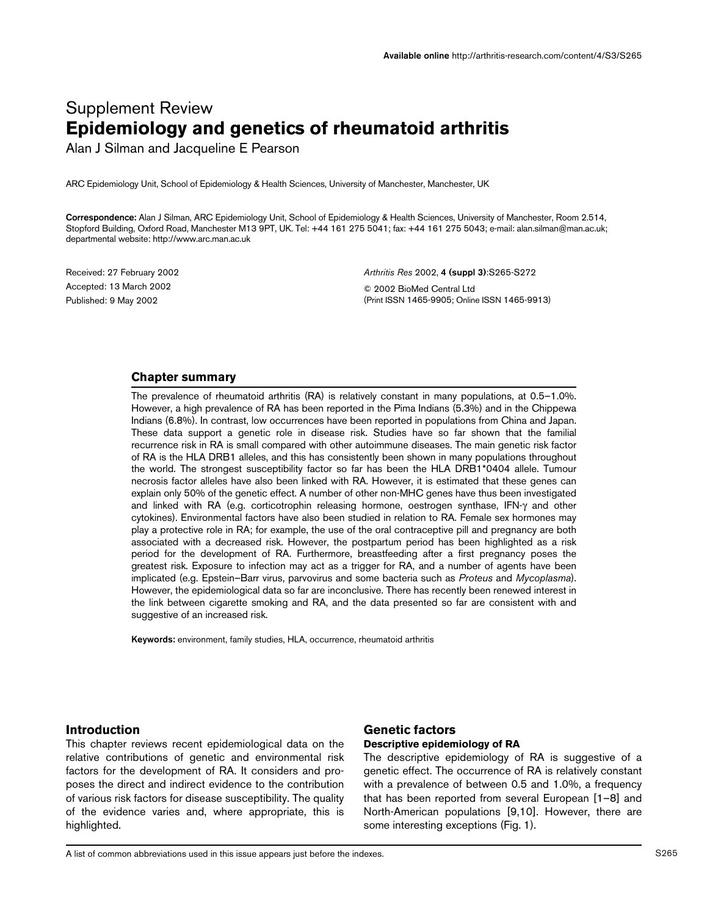Supplement Review

# Epidemiology and genetics of rheumatoid arthritis

Alan J Silman and Jacqueline E Pearson

ARC Epidemiology Unit, School of Epidemiology & Health Sciences, University of Manchester, Manchester, UK

**Correspondence:** Alan J Silman, ARC Epidemiology Unit, School of Epidemiology & Health Sciences, University of Manchester, Room 2.514, Stopford Building, Oxford Road, Manchester M13 9PT, UK. Tel: +44 161 275 5041; fax: +44 161 275 5043; e-mail: alan.silman@man.ac.uk; departmental website: http://www.arc.man.ac.uk

Received: 27 February 2002
Accepted: 13 March 2002
Published: 9 May 2002

*Arthritis Res* 2002, **4 (suppl 3)**:S265-S272
© 2002 BioMed Central Ltd
(Print ISSN 1465-9905; Online ISSN 1465-9913)

## Chapter summary

The prevalence of rheumatoid arthritis (RA) is relatively constant in many populations, at 0.5–1.0%. However, a high prevalence of RA has been reported in the Pima Indians (5.3%) and in the Chippewa Indians (6.8%). In contrast, low occurrences have been reported in populations from China and Japan. These data support a genetic role in disease risk. Studies have so far shown that the familial recurrence risk in RA is small compared with other autoimmune diseases. The main genetic risk factor of RA is the HLA DRB1 alleles, and this has consistently been shown in many populations throughout the world. The strongest susceptibility factor so far has been the HLA DRB1*0404 allele. Tumour necrosis factor alleles have also been linked with RA. However, it is estimated that these genes can explain only 50% of the genetic effect. A number of other non-MHC genes have thus been investigated and linked with RA (e.g. corticotrophin releasing hormone, oestrogen synthase, IFN-γ and other cytokines). Environmental factors have also been studied in relation to RA. Female sex hormones may play a protective role in RA; for example, the use of the oral contraceptive pill and pregnancy are both associated with a decreased risk. However, the postpartum period has been highlighted as a risk period for the development of RA. Furthermore, breastfeeding after a first pregnancy poses the greatest risk. Exposure to infection may act as a trigger for RA, and a number of agents have been implicated (e.g. Epstein–Barr virus, parvovirus and some bacteria such as *Proteus* and *Mycoplasma*). However, the epidemiological data so far are inconclusive. There has recently been renewed interest in the link between cigarette smoking and RA, and the data presented so far are consistent with and suggestive of an increased risk.

**Keywords:** environment, family studies, HLA, occurrence, rheumatoid arthritis

## Introduction

This chapter reviews recent epidemiological data on the relative contributions of genetic and environmental risk factors for the development of RA. It considers and proposes the direct and indirect evidence to the contribution of various risk factors for disease susceptibility. The quality of the evidence varies and, where appropriate, this is highlighted.

## Genetic factors

### Descriptive epidemiology of RA

The descriptive epidemiology of RA is suggestive of a genetic effect. The occurrence of RA is relatively constant with a prevalence of between 0.5 and 1.0%, a frequency that has been reported from several European [1–8] and North-American populations [9,10]. However, there are some interesting exceptions (Fig. 1).

A list of common abbreviations used in this issue appears just before the indexes.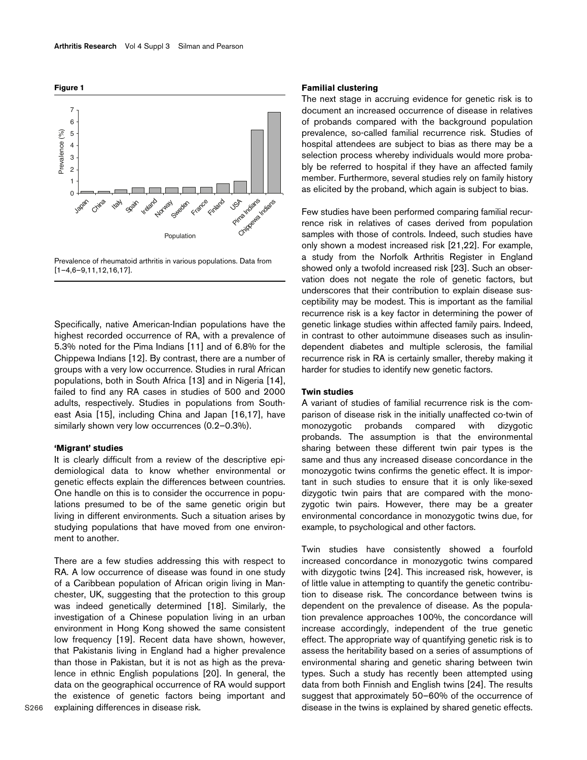**Figure 1**

Prevalence of rheumatoid arthritis in various populations. Data from [1–4,6–9,11,12,16,17].

Specifically, native American-Indian populations have the highest recorded occurrence of RA, with a prevalence of 5.3% noted for the Pima Indians [11] and of 6.8% for the Chippewa Indians [12]. By contrast, there are a number of groups with a very low occurrence. Studies in rural African populations, both in South Africa [13] and in Nigeria [14], failed to find any RA cases in studies of 500 and 2000 adults, respectively. Studies in populations from Southeast Asia [15], including China and Japan [16,17], have similarly shown very low occurrences (0.2–0.3%).

### 'Migrant' studies

It is clearly difficult from a review of the descriptive epidemiological data to know whether environmental or genetic effects explain the differences between countries. One handle on this is to consider the occurrence in populations presumed to be of the same genetic origin but living in different environments. Such a situation arises by studying populations that have moved from one environment to another.

There are a few studies addressing this with respect to RA. A low occurrence of disease was found in one study of a Caribbean population of African origin living in Manchester, UK, suggesting that the protection to this group was indeed genetically determined [18]. Similarly, the investigation of a Chinese population living in an urban environment in Hong Kong showed the same consistent low frequency [19]. Recent data have shown, however, that Pakistanis living in England had a higher prevalence than those in Pakistan, but it is not as high as the prevalence in ethnic English populations [20]. In general, the data on the geographical occurrence of RA would support the existence of genetic factors being important and explaining differences in disease risk.

### Familial clustering

The next stage in accruing evidence for genetic risk is to document an increased occurrence of disease in relatives of probands compared with the background population prevalence, so-called familial recurrence risk. Studies of hospital attendees are subject to bias as there may be a selection process whereby individuals would more probably be referred to hospital if they have an affected family member. Furthermore, several studies rely on family history as elicited by the proband, which again is subject to bias.

Few studies have been performed comparing familial recurrence risk in relatives of cases derived from population samples with those of controls. Indeed, such studies have only shown a modest increased risk [21,22]. For example, a study from the Norfolk Arthritis Register in England showed only a twofold increased risk [23]. Such an observation does not negate the role of genetic factors, but underscores that their contribution to explain disease susceptibility may be modest. This is important as the familial recurrence risk is a key factor in determining the power of genetic linkage studies within affected family pairs. Indeed, in contrast to other autoimmune diseases such as insulin-dependent diabetes and multiple sclerosis, the familial recurrence risk in RA is certainly smaller, thereby making it harder for studies to identify new genetic factors.

### Twin studies

A variant of studies of familial recurrence risk is the comparison of disease risk in the initially unaffected co-twin of monozygotic probands compared with dizygotic probands. The assumption is that the environmental sharing between these different twin pair types is the same and thus any increased disease concordance in the monozygotic twins confirms the genetic effect. It is important in such studies to ensure that it is only like-sexed dizygotic twin pairs that are compared with the monozygotic twin pairs. However, there may be a greater environmental concordance in monozygotic twins due, for example, to psychological and other factors.

Twin studies have consistently showed a fourfold increased concordance in monozygotic twins compared with dizygotic twins [24]. This increased risk, however, is of little value in attempting to quantify the genetic contribution to disease risk. The concordance between twins is dependent on the prevalence of disease. As the population prevalence approaches 100%, the concordance will increase accordingly, independent of the true genetic effect. The appropriate way of quantifying genetic risk is to assess the heritability based on a series of assumptions of environmental sharing and genetic sharing between twin types. Such a study has recently been attempted using data from both Finnish and English twins [24]. The results suggest that approximately 50–60% of the occurrence of disease in the twins is explained by shared genetic effects.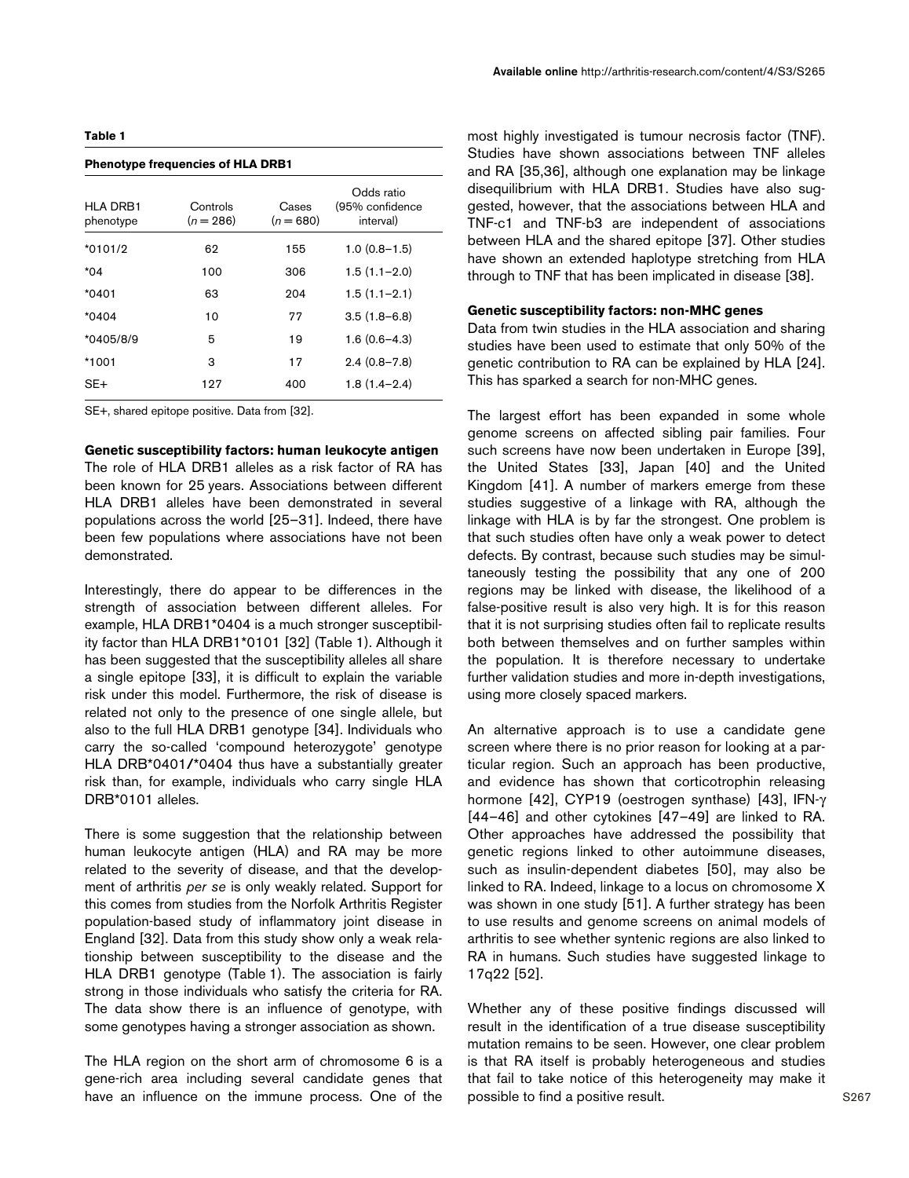**Table 1**

**Phenotype frequencies of HLA DRB1**

| HLA DRB1 phenotype | Controls ($n = 286$) | Cases ($n = 680$) | Odds ratio (95% confidence interval) |
|---|---|---|---|
| *0101/2 | 62 | 155 | 1.0 (0.8–1.5) |
| *04 | 100 | 306 | 1.5 (1.1–2.0) |
| *0401 | 63 | 204 | 1.5 (1.1–2.1) |
| *0404 | 10 | 77 | 3.5 (1.8–6.8) |
| *0405/8/9 | 5 | 19 | 1.6 (0.6–4.3) |
| *1001 | 3 | 17 | 2.4 (0.8–7.8) |
| SE+ | 127 | 400 | 1.8 (1.4–2.4) |

SE+, shared epitope positive. Data from [32].

**Genetic susceptibility factors: human leukocyte antigen**

The role of HLA DRB1 alleles as a risk factor of RA has been known for 25 years. Associations between different HLA DRB1 alleles have been demonstrated in several populations across the world [25–31]. Indeed, there have been few populations where associations have not been demonstrated.

Interestingly, there do appear to be differences in the strength of association between different alleles. For example, HLA DRB1*0404 is a much stronger susceptibility factor than HLA DRB1*0101 [32] (Table 1). Although it has been suggested that the susceptibility alleles all share a single epitope [33], it is difficult to explain the variable risk under this model. Furthermore, the risk of disease is related not only to the presence of one single allele, but also to the full HLA DRB1 genotype [34]. Individuals who carry the so-called 'compound heterozygote' genotype HLA DRB*0401/*0404 thus have a substantially greater risk than, for example, individuals who carry single HLA DRB*0101 alleles.

There is some suggestion that the relationship between human leukocyte antigen (HLA) and RA may be more related to the severity of disease, and that the development of arthritis *per se* is only weakly related. Support for this comes from studies from the Norfolk Arthritis Register population-based study of inflammatory joint disease in England [32]. Data from this study show only a weak relationship between susceptibility to the disease and the HLA DRB1 genotype (Table 1). The association is fairly strong in those individuals who satisfy the criteria for RA. The data show there is an influence of genotype, with some genotypes having a stronger association as shown.

The HLA region on the short arm of chromosome 6 is a gene-rich area including several candidate genes that have an influence on the immune process. One of the most highly investigated is tumour necrosis factor (TNF). Studies have shown associations between TNF alleles and RA [35,36], although one explanation may be linkage disequilibrium with HLA DRB1. Studies have also suggested, however, that the associations between HLA and TNF-c1 and TNF-b3 are independent of associations between HLA and the shared epitope [37]. Other studies have shown an extended haplotype stretching from HLA through to TNF that has been implicated in disease [38].

**Genetic susceptibility factors: non-MHC genes**

Data from twin studies in the HLA association and sharing studies have been used to estimate that only 50% of the genetic contribution to RA can be explained by HLA [24]. This has sparked a search for non-MHC genes.

The largest effort has been expanded in some whole genome screens on affected sibling pair families. Four such screens have now been undertaken in Europe [39], the United States [33], Japan [40] and the United Kingdom [41]. A number of markers emerge from these studies suggestive of a linkage with RA, although the linkage with HLA is by far the strongest. One problem is that such studies often have only a weak power to detect defects. By contrast, because such studies may be simultaneously testing the possibility that any one of 200 regions may be linked with disease, the likelihood of a false-positive result is also very high. It is for this reason that it is not surprising studies often fail to replicate results both between themselves and on further samples within the population. It is therefore necessary to undertake further validation studies and more in-depth investigations, using more closely spaced markers.

An alternative approach is to use a candidate gene screen where there is no prior reason for looking at a particular region. Such an approach has been productive, and evidence has shown that corticotrophin releasing hormone [42], CYP19 (oestrogen synthase) [43], IFN-$\gamma$ [44–46] and other cytokines [47–49] are linked to RA. Other approaches have addressed the possibility that genetic regions linked to other autoimmune diseases, such as insulin-dependent diabetes [50], may also be linked to RA. Indeed, linkage to a locus on chromosome X was shown in one study [51]. A further strategy has been to use results and genome screens on animal models of arthritis to see whether syntenic regions are also linked to RA in humans. Such studies have suggested linkage to 17q22 [52].

Whether any of these positive findings discussed will result in the identification of a true disease susceptibility mutation remains to be seen. However, one clear problem is that RA itself is probably heterogeneous and studies that fail to take notice of this heterogeneity may make it possible to find a positive result.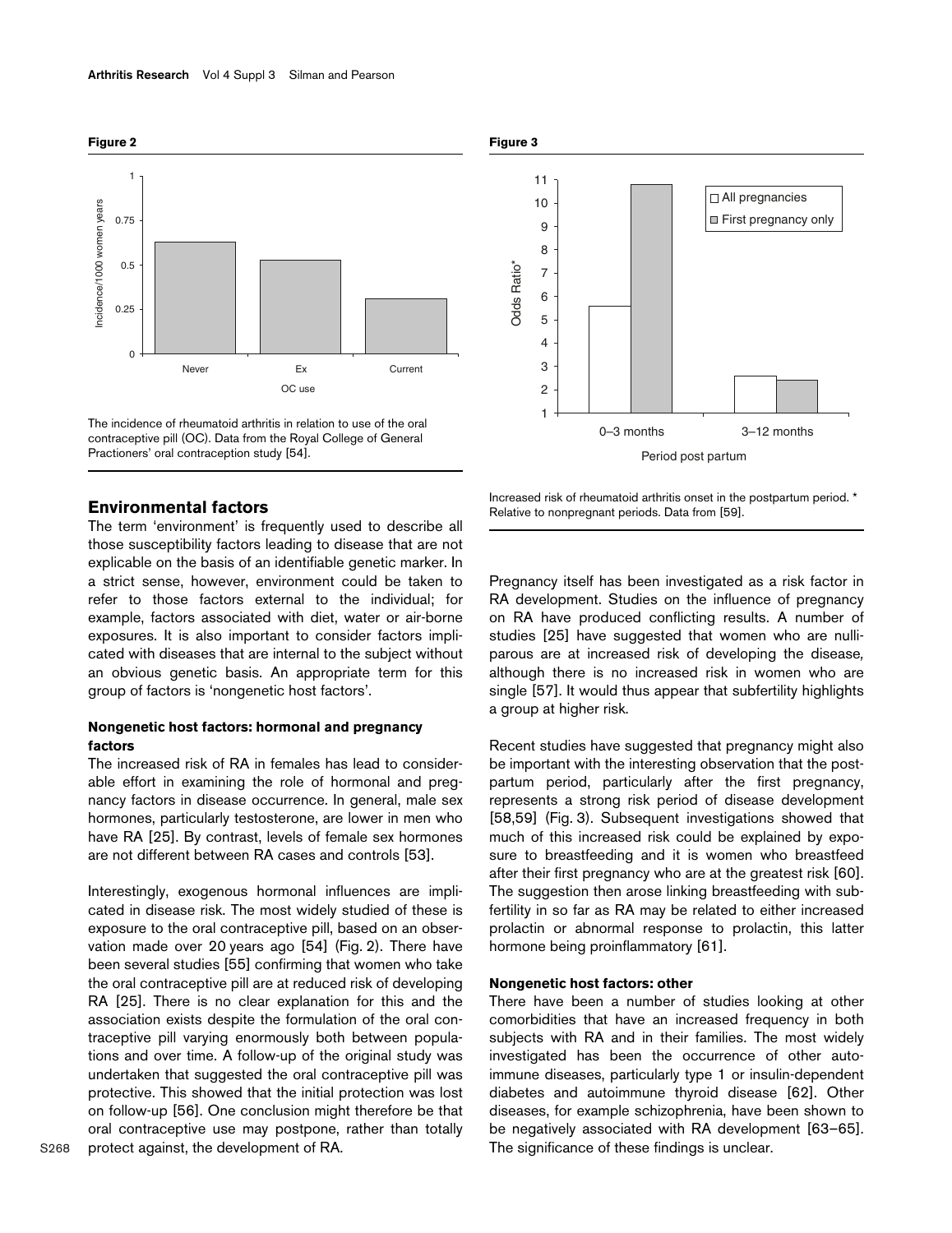**Figure 2**

The incidence of rheumatoid arthritis in relation to use of the oral contraceptive pill (OC). Data from the Royal College of General Practioners' oral contraception study [54].

## Environmental factors

The term 'environment' is frequently used to describe all those susceptibility factors leading to disease that are not explicable on the basis of an identifiable genetic marker. In a strict sense, however, environment could be taken to refer to those factors external to the individual; for example, factors associated with diet, water or air-borne exposures. It is also important to consider factors implicated with diseases that are internal to the subject without an obvious genetic basis. An appropriate term for this group of factors is 'nongenetic host factors'.

### Nongenetic host factors: hormonal and pregnancy factors

The increased risk of RA in females has lead to considerable effort in examining the role of hormonal and pregnancy factors in disease occurrence. In general, male sex hormones, particularly testosterone, are lower in men who have RA [25]. By contrast, levels of female sex hormones are not different between RA cases and controls [53].

Interestingly, exogenous hormonal influences are implicated in disease risk. The most widely studied of these is exposure to the oral contraceptive pill, based on an observation made over 20 years ago [54] (Fig. 2). There have been several studies [55] confirming that women who take the oral contraceptive pill are at reduced risk of developing RA [25]. There is no clear explanation for this and the association exists despite the formulation of the oral contraceptive pill varying enormously both between populations and over time. A follow-up of the original study was undertaken that suggested the oral contraceptive pill was protective. This showed that the initial protection was lost on follow-up [56]. One conclusion might therefore be that oral contraceptive use may postpone, rather than totally protect against, the development of RA.

**Figure 3**

Increased risk of rheumatoid arthritis onset in the postpartum period. * Relative to nonpregnant periods. Data from [59].

Pregnancy itself has been investigated as a risk factor in RA development. Studies on the influence of pregnancy on RA have produced conflicting results. A number of studies [25] have suggested that women who are nulliparous are at increased risk of developing the disease, although there is no increased risk in women who are single [57]. It would thus appear that subfertility highlights a group at higher risk.

Recent studies have suggested that pregnancy might also be important with the interesting observation that the postpartum period, particularly after the first pregnancy, represents a strong risk period of disease development [58,59] (Fig. 3). Subsequent investigations showed that much of this increased risk could be explained by exposure to breastfeeding and it is women who breastfeed after their first pregnancy who are at the greatest risk [60]. The suggestion then arose linking breastfeeding with subfertility in so far as RA may be related to either increased prolactin or abnormal response to prolactin, this latter hormone being proinflammatory [61].

### Nongenetic host factors: other

There have been a number of studies looking at other comorbidities that have an increased frequency in both subjects with RA and in their families. The most widely investigated has been the occurrence of other autoimmune diseases, particularly type 1 or insulin-dependent diabetes and autoimmune thyroid disease [62]. Other diseases, for example schizophrenia, have been shown to be negatively associated with RA development [63–65]. The significance of these findings is unclear.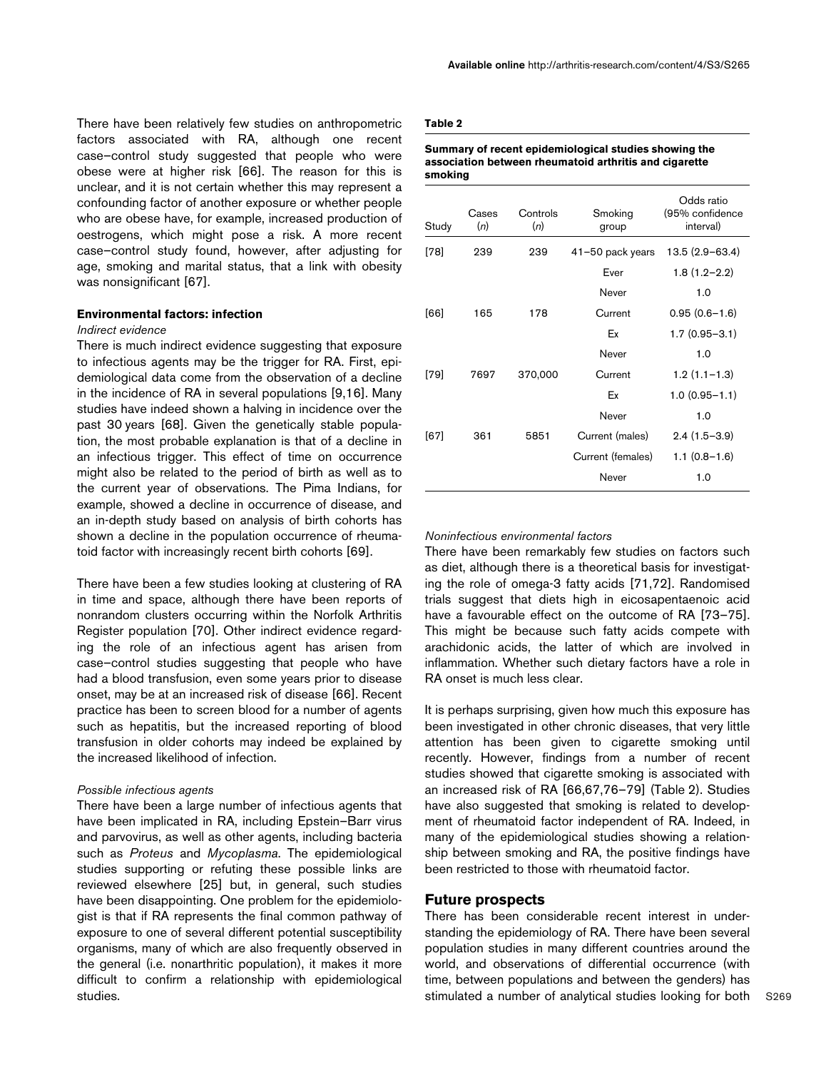There have been relatively few studies on anthropometric factors associated with RA, although one recent case–control study suggested that people who were obese were at higher risk [66]. The reason for this is unclear, and it is not certain whether this may represent a confounding factor of another exposure or whether people who are obese have, for example, increased production of oestrogens, which might pose a risk. A more recent case–control study found, however, after adjusting for age, smoking and marital status, that a link with obesity was nonsignificant [67].

### Environmental factors: infection

*Indirect evidence*

There is much indirect evidence suggesting that exposure to infectious agents may be the trigger for RA. First, epidemiological data come from the observation of a decline in the incidence of RA in several populations [9,16]. Many studies have indeed shown a halving in incidence over the past 30 years [68]. Given the genetically stable population, the most probable explanation is that of a decline in an infectious trigger. This effect of time on occurrence might also be related to the period of birth as well as to the current year of observations. The Pima Indians, for example, showed a decline in occurrence of disease, and an in-depth study based on analysis of birth cohorts has shown a decline in the population occurrence of rheumatoid factor with increasingly recent birth cohorts [69].

There have been a few studies looking at clustering of RA in time and space, although there have been reports of nonrandom clusters occurring within the Norfolk Arthritis Register population [70]. Other indirect evidence regarding the role of an infectious agent has arisen from case–control studies suggesting that people who have had a blood transfusion, even some years prior to disease onset, may be at an increased risk of disease [66]. Recent practice has been to screen blood for a number of agents such as hepatitis, but the increased reporting of blood transfusion in older cohorts may indeed be explained by the increased likelihood of infection.

*Possible infectious agents*

There have been a large number of infectious agents that have been implicated in RA, including Epstein–Barr virus and parvovirus, as well as other agents, including bacteria such as *Proteus* and *Mycoplasma*. The epidemiological studies supporting or refuting these possible links are reviewed elsewhere [25] but, in general, such studies have been disappointing. One problem for the epidemiologist is that if RA represents the final common pathway of exposure to one of several different potential susceptibility organisms, many of which are also frequently observed in the general (i.e. nonarthritic population), it makes it more difficult to confirm a relationship with epidemiological studies.

**Table 2**

**Summary of recent epidemiological studies showing the association between rheumatoid arthritis and cigarette smoking**

| Study | Cases (*n*) | Controls (*n*) | Smoking group | Odds ratio (95% confidence interval) |
|---|---|---|---|---|
| [78] | 239 | 239 | 41–50 pack years | 13.5 (2.9–63.4) |
| | | | Ever | 1.8 (1.2–2.2) |
| | | | Never | 1.0 |
| [66] | 165 | 178 | Current | 0.95 (0.6–1.6) |
| | | | Ex | 1.7 (0.95–3.1) |
| | | | Never | 1.0 |
| [79] | 7697 | 370,000 | Current | 1.2 (1.1–1.3) |
| | | | Ex | 1.0 (0.95–1.1) |
| | | | Never | 1.0 |
| [67] | 361 | 5851 | Current (males) | 2.4 (1.5–3.9) |
| | | | Current (females) | 1.1 (0.8–1.6) |
| | | | Never | 1.0 |

*Noninfectious environmental factors*

There have been remarkably few studies on factors such as diet, although there is a theoretical basis for investigating the role of omega-3 fatty acids [71,72]. Randomised trials suggest that diets high in eicosapentaenoic acid have a favourable effect on the outcome of RA [73–75]. This might be because such fatty acids compete with arachidonic acids, the latter of which are involved in inflammation. Whether such dietary factors have a role in RA onset is much less clear.

It is perhaps surprising, given how much this exposure has been investigated in other chronic diseases, that very little attention has been given to cigarette smoking until recently. However, findings from a number of recent studies showed that cigarette smoking is associated with an increased risk of RA [66,67,76–79] (Table 2). Studies have also suggested that smoking is related to development of rheumatoid factor independent of RA. Indeed, in many of the epidemiological studies showing a relationship between smoking and RA, the positive findings have been restricted to those with rheumatoid factor.

## Future prospects

There has been considerable recent interest in understanding the epidemiology of RA. There have been several population studies in many different countries around the world, and observations of differential occurrence (with time, between populations and between the genders) has stimulated a number of analytical studies looking for both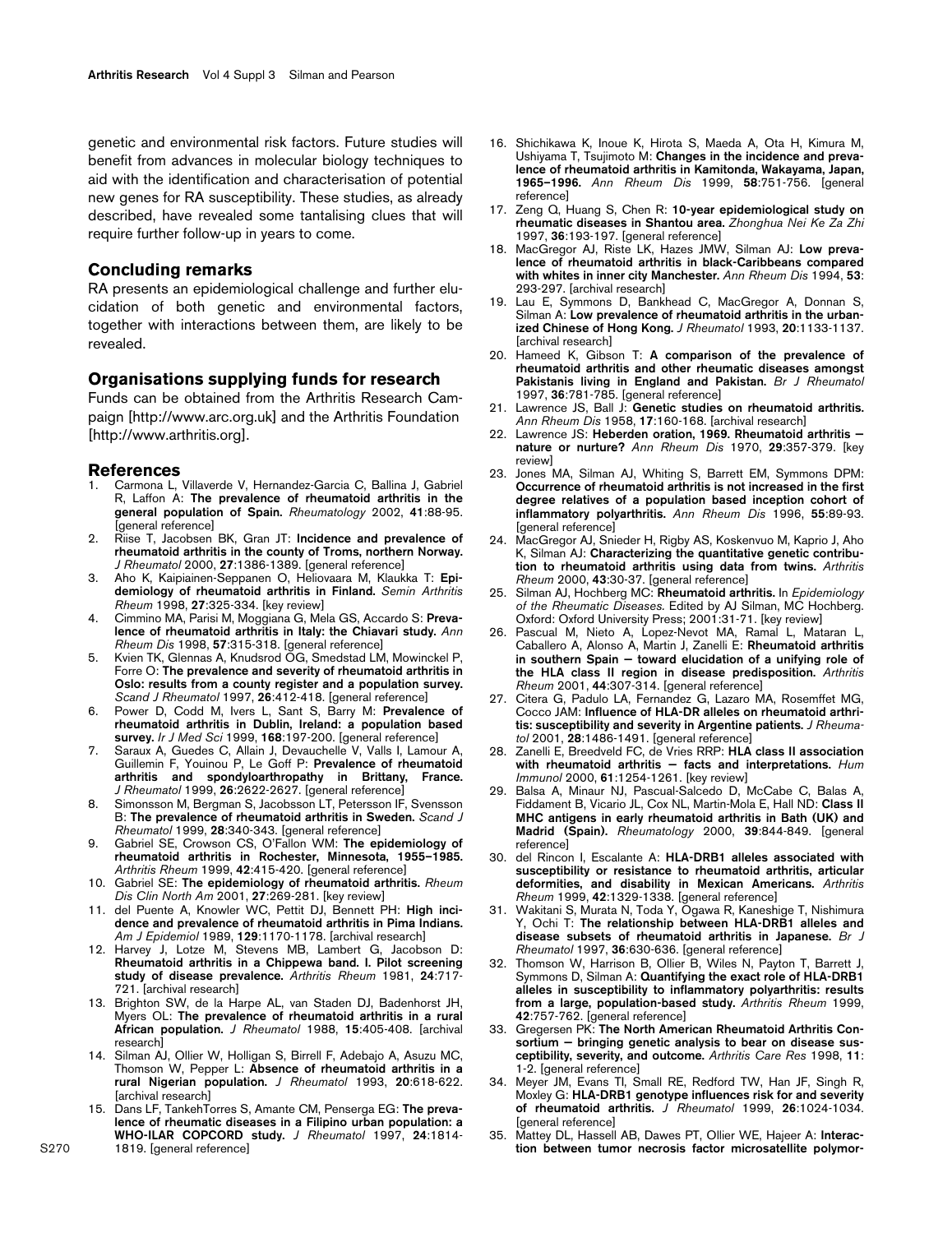genetic and environmental risk factors. Future studies will benefit from advances in molecular biology techniques to aid with the identification and characterisation of potential new genes for RA susceptibility. These studies, as already described, have revealed some tantalising clues that will require further follow-up in years to come.

## Concluding remarks

RA presents an epidemiological challenge and further elucidation of both genetic and environmental factors, together with interactions between them, are likely to be revealed.

## Organisations supplying funds for research

Funds can be obtained from the Arthritis Research Campaign [http://www.arc.org.uk] and the Arthritis Foundation [http://www.arthritis.org].

## References

1. Carmona L, Villaverde V, Hernandez-Garcia C, Ballina J, Gabriel R, Laffon A: **The prevalence of rheumatoid arthritis in the general population of Spain.** *Rheumatology* 2002, **41**:88-95. [general reference]
2. Riise T, Jacobsen BK, Gran JT: **Incidence and prevalence of rheumatoid arthritis in the county of Troms, northern Norway.** *J Rheumatol* 2000, **27**:1386-1389. [general reference]
3. Aho K, Kaipiainen-Seppanen O, Heliovaara M, Klaukka T: **Epidemiology of rheumatoid arthritis in Finland.** *Semin Arthritis Rheum* 1998, **27**:325-334. [key review]
4. Cimmino MA, Parisi M, Moggiana G, Mela GS, Accardo S: **Prevalence of rheumatoid arthritis in Italy: the Chiavari study.** *Ann Rheum Dis* 1998, **57**:315-318. [general reference]
5. Kvien TK, Glennas A, Knudsrod OG, Smedstad LM, Mowinckel P, Forre O: **The prevalence and severity of rheumatoid arthritis in Oslo: results from a county register and a population survey.** *Scand J Rheumatol* 1997, **26**:412-418. [general reference]
6. Power D, Codd M, Ivers L, Sant S, Barry M: **Prevalence of rheumatoid arthritis in Dublin, Ireland: a population based survey.** *Ir J Med Sci* 1999, **168**:197-200. [general reference]
7. Saraux A, Guedes C, Allain J, Devauchelle V, Valls I, Lamour A, Guillemin F, Youinou P, Le Goff P: **Prevalence of rheumatoid arthritis and spondyloarthropathy in Brittany, France.** *J Rheumatol* 1999, **26**:2622-2627. [general reference]
8. Simonsson M, Bergman S, Jacobsson LT, Petersson IF, Svensson B: **The prevalence of rheumatoid arthritis in Sweden.** *Scand J Rheumatol* 1999, **28**:340-343. [general reference]
9. Gabriel SE, Crowson CS, O'Fallon WM: **The epidemiology of rheumatoid arthritis in Rochester, Minnesota, 1955–1985.** *Arthritis Rheum* 1999, **42**:415-420. [general reference]
10. Gabriel SE: **The epidemiology of rheumatoid arthritis.** *Rheum Dis Clin North Am* 2001, **27**:269-281. [key review]
11. del Puente A, Knowler WC, Pettit DJ, Bennett PH: **High incidence and prevalence of rheumatoid arthritis in Pima Indians.** *Am J Epidemiol* 1989, **129**:1170-1178. [archival research]
12. Harvey J, Lotze M, Stevens MB, Lambert G, Jacobson D: **Rheumatoid arthritis in a Chippewa band. I. Pilot screening study of disease prevalence.** *Arthritis Rheum* 1981, **24**:717-721. [archival research]
13. Brighton SW, de la Harpe AL, van Staden DJ, Badenhorst JH, Myers OL: **The prevalence of rheumatoid arthritis in a rural African population.** *J Rheumatol* 1988, **15**:405-408. [archival research]
14. Silman AJ, Ollier W, Holligan S, Birrell F, Adebajo A, Asuzu MC, Thomson W, Pepper L: **Absence of rheumatoid arthritis in a rural Nigerian population.** *J Rheumatol* 1993, **20**:618-622. [archival research]
15. Dans LF, TankehTorres S, Amante CM, Penserga EG: **The prevalence of rheumatic diseases in a Filipino urban population: a WHO-ILAR COPCORD study.** *J Rheumatol* 1997, **24**:1814-1819. [general reference]
16. Shichikawa K, Inoue K, Hirota S, Maeda A, Ota H, Kimura M, Ushiyama T, Tsujimoto M: **Changes in the incidence and prevalence of rheumatoid arthritis in Kamitonda, Wakayama, Japan, 1965–1996.** *Ann Rheum Dis* 1999, **58**:751-756. [general reference]
17. Zeng Q, Huang S, Chen R: **10-year epidemiological study on rheumatic diseases in Shantou area.** *Zhonghua Nei Ke Za Zhi* 1997, **36**:193-197. [general reference]
18. MacGregor AJ, Riste LK, Hazes JMW, Silman AJ: **Low prevalence of rheumatoid arthritis in black-Caribbeans compared with whites in inner city Manchester.** *Ann Rheum Dis* 1994, **53**:293-297. [archival research]
19. Lau E, Symmons D, Bankhead C, MacGregor A, Donnan S, Silman A: **Low prevalence of rheumatoid arthritis in the urbanized Chinese of Hong Kong.** *J Rheumatol* 1993, **20**:1133-1137. [archival research]
20. Hameed K, Gibson T: **A comparison of the prevalence of rheumatoid arthritis and other rheumatic diseases amongst Pakistanis living in England and Pakistan.** *Br J Rheumatol* 1997, **36**:781-785. [general reference]
21. Lawrence JS, Ball J: **Genetic studies on rheumatoid arthritis.** *Ann Rheum Dis* 1958, **17**:160-168. [archival research]
22. Lawrence JS: **Heberden oration, 1969. Rheumatoid arthritis — nature or nurture?** *Ann Rheum Dis* 1970, **29**:357-379. [key review]
23. Jones MA, Silman AJ, Whiting S, Barrett EM, Symmons DPM: **Occurrence of rheumatoid arthritis is not increased in the first degree relatives of a population based inception cohort of inflammatory polyarthritis.** *Ann Rheum Dis* 1996, **55**:89-93. [general reference]
24. MacGregor AJ, Snieder H, Rigby AS, Koskenvuo M, Kaprio J, Aho K, Silman AJ: **Characterizing the quantitative genetic contribution to rheumatoid arthritis using data from twins.** *Arthritis Rheum* 2000, **43**:30-37. [general reference]
25. Silman AJ, Hochberg MC: **Rheumatoid arthritis.** In *Epidemiology of the Rheumatic Diseases.* Edited by AJ Silman, MC Hochberg. Oxford: Oxford University Press; 2001:31-71. [key review]
26. Pascual M, Nieto A, Lopez-Nevot MA, Ramal L, Mataran L, Caballero A, Alonso A, Martin J, Zanelli E: **Rheumatoid arthritis in southern Spain — toward elucidation of a unifying role of the HLA class II region in disease predisposition.** *Arthritis Rheum* 2001, **44**:307-314. [general reference]
27. Citera G, Padulo LA, Fernandez G, Lazaro MA, Rosemffet MG, Cocco JAM: **Influence of HLA-DR alleles on rheumatoid arthritis: susceptibility and severity in Argentine patients.** *J Rheumatol* 2001, **28**:1486-1491. [general reference]
28. Zanelli E, Breedveld FC, de Vries RRP: **HLA class II association with rheumatoid arthritis — facts and interpretations.** *Hum Immunol* 2000, **61**:1254-1261. [key review]
29. Balsa A, Minaur NJ, Pascual-Salcedo D, McCabe C, Balas A, Fiddament B, Vicario JL, Cox NL, Martin-Mola E, Hall ND: **Class II MHC antigens in early rheumatoid arthritis in Bath (UK) and Madrid (Spain).** *Rheumatology* 2000, **39**:844-849. [general reference]
30. del Rincon I, Escalante A: **HLA-DRB1 alleles associated with susceptibility or resistance to rheumatoid arthritis, articular deformities, and disability in Mexican Americans.** *Arthritis Rheum* 1999, **42**:1329-1338. [general reference]
31. Wakitani S, Murata N, Toda Y, Ogawa R, Kaneshige T, Nishimura Y, Ochi T: **The relationship between HLA-DRB1 alleles and disease subsets of rheumatoid arthritis in Japanese.** *Br J Rheumatol* 1997, **36**:630-636. [general reference]
32. Thomson W, Harrison B, Ollier B, Wiles N, Payton T, Barrett J, Symmons D, Silman A: **Quantifying the exact role of HLA-DRB1 alleles in susceptibility to inflammatory polyarthritis: results from a large, population-based study.** *Arthritis Rheum* 1999, **42**:757-762. [general reference]
33. Gregersen PK: **The North American Rheumatoid Arthritis Consortium — bringing genetic analysis to bear on disease susceptibility, severity, and outcome.** *Arthritis Care Res* 1998, **11**:1-2. [general reference]
34. Meyer JM, Evans TI, Small RE, Redford TW, Han JF, Singh R, Moxley G: **HLA-DRB1 genotype influences risk for and severity of rheumatoid arthritis.** *J Rheumatol* 1999, **26**:1024-1034. [general reference]
35. Mattey DL, Hassell AB, Dawes PT, Ollier WE, Hajeer A: **Interaction between tumor necrosis factor microsatellite polymor-**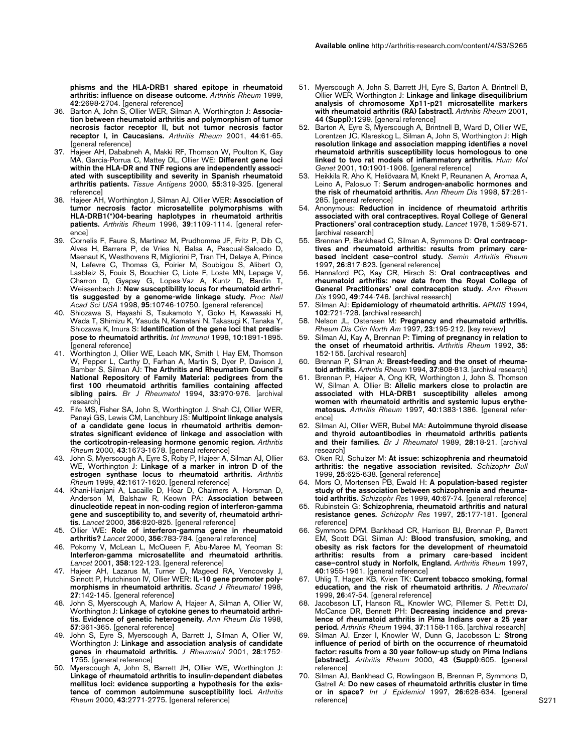phisms and the HLA-DRB1 shared epitope in rheumatoid arthritis: influence on disease outcome.** *Arthritis Rheum* 1999, **42**:2698-2704. [general reference]

36. Barton A, John S, Ollier WER, Silman A, Worthington J: **Association between rheumatoid arthritis and polymorphism of tumor necrosis factor receptor II, but not tumor necrosis factor receptor I, in Caucasians.** *Arthritis Rheum* 2001, **44**:61-65. [general reference]
37. Hajeer AH, Dababneh A, Makki RF, Thomson W, Poulton K, Gay MA, Garcia-Porrua C, Mattey DL, Ollier WE: **Different gene loci within the HLA-DR and TNF regions are independently associated with susceptibility and severity in Spanish rheumatoid arthritis patients.** *Tissue Antigens* 2000, **55**:319-325. [general reference]
38. Hajeer AH, Worthington J, Silman AJ, Ollier WER: **Association of tumor necrosis factor microsatellite polymorphisms with HLA-DRB1(\*)04-bearing haplotypes in rheumatoid arthritis patients.** *Arthritis Rheum* 1996, **39**:1109-1114. [general reference]
39. Cornelis F, Faure S, Martinez M, Prudhomme JF, Fritz P, Dib C, Alves H, Barrera P, de Vries N, Balsa A, Pascual-Salcedo D, Maenaut K, Westhovens R, Migliorini P, Tran TH, Delaye A, Prince N, Lefevre C, Thomas G, Poirier M, Soubigou S, Alibert O, Lasbleiz S, Fouix S, Bouchier C, Liote F, Loste MN, Lepage V, Charron D, Gyapay G, Lopes-Vaz A, Kuntz D, Bardin T, Weissenbach J: **New susceptibility locus for rheumatoid arthritis suggested by a genome-wide linkage study.** *Proc Natl Acad Sci USA* 1998, **95**:10746-10750. [general reference]
40. Shiozawa S, Hayashi S, Tsukamoto Y, Goko H, Kawasaki H, Wada T, Shimizu K, Yasuda N, Kamatani N, Takasugi K, Tanaka Y, Shiozawa K, Imura S: **Identification of the gene loci that predispose to rheumatoid arthritis.** *Int Immunol* 1998, **10**:1891-1895. [general reference]
41. Worthington J, Ollier WE, Leach MK, Smith I, Hay EM, Thomson W, Pepper L, Carthy D, Farhan A, Martin S, Dyer P, Davison J, Bamber S, Silman AJ: **The Arthritis and Rheumatism Council's National Repository of Family Material: pedigrees from the first 100 rheumatoid arthritis families containing affected sibling pairs.** *Br J Rheumatol* 1994, **33**:970-976. [archival research]
42. Fife MS, Fisher SA, John S, Worthington J, Shah CJ, Ollier WER, Panayi GS, Lewis CM, Lanchbury JS: **Multipoint linkage analysis of a candidate gene locus in rheumatoid arthritis demonstrates significant evidence of linkage and association with the corticotropin-releasing hormone genomic region.** *Arthritis Rheum* 2000, **43**:1673-1678. [general reference]
43. John S, Myerscough A, Eyre S, Roby P, Hajeer A, Silman AJ, Ollier WE, Worthington J: **Linkage of a marker in intron D of the estrogen synthase locus to rheumatoid arthritis.** *Arthritis Rheum* 1999, **42**:1617-1620. [general reference]
44. Khani-Hanjani A, Lacaille D, Hoar D, Chalmers A, Horsman D, Anderson M, Balshaw R, Keown PA: **Association between dinucleotide repeat in non-coding region of interferon-gamma gene and susceptibility to, and severity of, rheumatoid arthritis.** *Lancet* 2000, **356**:820-825. [general reference]
45. Ollier WE: **Role of interferon-gamma gene in rheumatoid arthritis?** *Lancet* 2000, **356**:783-784. [general reference]
46. Pokorny V, McLean L, McQueen F, Abu-Maree M, Yeoman S: **Interferon-gamma microsatellite and rheumatoid arthritis**. *Lancet* 2001, **358**:122-123. [general reference]
47. Hajeer AH, Lazarus M, Turner D, Mageed RA, Vencovsky J, Sinnott P, Hutchinson IV, Ollier WER: **IL-10 gene promoter polymorphisms in rheumatoid arthritis.** *Scand J Rheumatol* 1998, **27**:142-145. [general reference]
48. John S, Myerscough A, Marlow A, Hajeer A, Silman A, Ollier W, Worthington J: **Linkage of cytokine genes to rheumatoid arthritis. Evidence of genetic heterogeneity.** *Ann Rheum Dis* 1998, **57**:361-365. [general reference]
49. John S, Eyre S, Myerscough A, Barrett J, Silman A, Ollier W, Worthington J: **Linkage and association analysis of candidate genes in rheumatoid arthritis.** *J Rheumatol* 2001, **28**:1752-1755. [general reference]
50. Myerscough A, John S, Barrett JH, Ollier WE, Worthington J: **Linkage of rheumatoid arthritis to insulin-dependent diabetes mellitus loci: evidence supporting a hypothesis for the existence of common autoimmune susceptibility loci.** *Arthritis Rheum* 2000, **43**:2771-2775. [general reference]
51. Myerscough A, John S, Barrett JH, Eyre S, Barton A, Brintnell B, Ollier WER, Worthington J: **Linkage and linkage disequilibrium analysis of chromosome Xp11-p21 microsatellite markers with rheumatoid arthritis (RA) [abstract].** *Arthritis Rheum* 2001, **44 (Suppl)**:1299. [general reference]
52. Barton A, Eyre S, Myerscough A, Brintnell B, Ward D, Ollier WE, Lorentzen JC, Klareskog L, Silman A, John S, Worthington J: **High resolution linkage and association mapping identifies a novel rheumatoid arthritis susceptibility locus homologous to one linked to two rat models of inflammatory arthritis.** *Hum Mol Genet* 2001, **10**:1901-1906. [general reference]
53. Heikkila R, Aho K, Heliövaara M, Knekt P, Reunanen A, Aromaa A, Leino A, Palosuo T: **Serum androgen-anabolic hormones and the risk of rheumatoid arthritis.** *Ann Rheum Dis* 1998, **57**:281-285. [general reference]
54. Anonymous: **Reduction in incidence of rheumatoid arthritis associated with oral contraceptives. Royal College of General Practioners' oral contraception study.** *Lancet* 1978, **1**:569-571. [archival research]
55. Brennan P, Bankhead C, Silman A, Symmons D: **Oral contraceptives and rheumatoid arthritis: results from primary care-based incident case–control study.** *Semin Arthritis Rheum* 1997, **26**:817-823. [general reference]
56. Hannaford PC, Kay CR, Hirsch S: **Oral contraceptives and rheumatoid arthritis: new data from the Royal College of General Practitioners' oral contraception study.** *Ann Rheum Dis* 1990, **49**:744-746. [archival research]
57. Silman AJ: **Epidemiology of rheumatoid arthritis.** *APMIS* 1994, **102**:721-728. [archival research]
58. Nelson JL, Ostensen M: **Pregnancy and rheumatoid arthritis.** *Rheum Dis Clin North Am* 1997, **23**:195-212. [key review]
59. Silman AJ, Kay A, Brennan P: **Timing of pregnancy in relation to the onset of rheumatoid arthritis.** *Arthritis Rheum* 1992, **35**:152-155. [archival research]
60. Brennan P, Silman A: **Breast-feeding and the onset of rheumatoid arthritis.** *Arthritis Rheum* 1994, **37**:808-813. [archival research]
61. Brennan P, Hajeer A, Ong KR, Worthington J, John S, Thomson W, Silman A, Ollier B: **Allelic markers close to prolactin are associated with HLA-DRB1 susceptibility alleles among women with rheumatoid arthritis and systemic lupus erythematosus.** *Arthritis Rheum* 1997, **40**:1383-1386. [general reference]
62. Silman AJ, Ollier WER, Bubel MA: **Autoimmune thyroid disease and thyroid autoantibodies in rheumatoid arthritis patients and their families.** *Br J Rheumatol* 1989, **28**:18-21. [archival research]
63. Oken RJ, Schulzer M: **At issue: schizophrenia and rheumatoid arthritis: the negative association revisited.** *Schizophr Bull* 1999, **25**:625-638. [general reference]
64. Mors O, Mortensen PB, Ewald H: **A population-based register study of the association between schizophrenia and rheumatoid arthritis.** *Schizophr Res* 1999, **40**:67-74. [general reference]
65. Rubinstein G: **Schizophrenia, rheumatoid arthritis and natural resistance genes.** *Schizophr Res* 1997, **25**:177-181. [general reference]
66. Symmons DPM, Bankhead CR, Harrison BJ, Brennan P, Barrett EM, Scott DGI, Silman AJ: **Blood transfusion, smoking, and obesity as risk factors for the development of rheumatoid arthritis: results from a primary care-based incident case–control study in Norfolk, England.** *Arthritis Rheum* 1997, **40**:1955-1961. [general reference]
67. Uhlig T, Hagen KB, Kvien TK: **Current tobacco smoking, formal education, and the risk of rheumatoid arthritis.** *J Rheumatol* 1999, **26**:47-54. [general reference]
68. Jacobsson LT, Hanson RL, Knowler WC, Pillemer S, Pettitt DJ, McCance DR, Bennett PH: **Decreasing incidence and prevalence of rheumatoid arthritis in Pima Indians over a 25 year period.** *Arthritis Rheum* 1994, **37**:1158-1165. [archival research]
69. Silman AJ, Enzer I, Knowler W, Dunn G, Jacobsson L: **Strong influence of period of birth on the occurrence of rheumatoid factor: results from a 30 year follow-up study on Pima Indians [abstract].** *Arthritis Rheum* 2000, **43 (Suppl)**:605. [general reference]
70. Silman AJ, Bankhead C, Rowlingson B, Brennan P, Symmons D, Gatrell A: **Do new cases of rheumatoid arthritis cluster in time or in space?** *Int J Epidemiol* 1997, **26**:628-634. [general reference]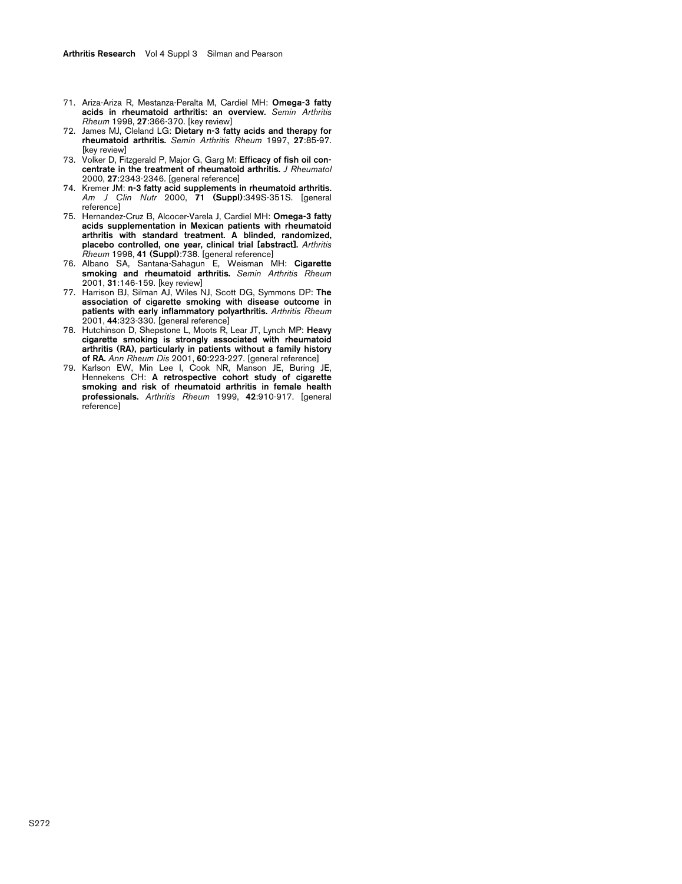71. Ariza-Ariza R, Mestanza-Peralta M, Cardiel MH: **Omega-3 fatty acids in rheumatoid arthritis: an overview.** *Semin Arthritis Rheum* 1998, **27**:366-370. [key review]
72. James MJ, Cleland LG: **Dietary n-3 fatty acids and therapy for rheumatoid arthritis.** *Semin Arthritis Rheum* 1997, **27**:85-97. [key review]
73. Volker D, Fitzgerald P, Major G, Garg M: **Efficacy of fish oil concentrate in the treatment of rheumatoid arthritis.** *J Rheumatol* 2000, **27**:2343-2346. [general reference]
74. Kremer JM: **n-3 fatty acid supplements in rheumatoid arthritis.** *Am J Clin Nutr* 2000, **71 (Suppl)**:349S-351S. [general reference]
75. Hernandez-Cruz B, Alcocer-Varela J, Cardiel MH: **Omega-3 fatty acids supplementation in Mexican patients with rheumatoid arthritis with standard treatment. A blinded, randomized, placebo controlled, one year, clinical trial [abstract].** *Arthritis Rheum* 1998, **41 (Suppl)**:738. [general reference]
76. Albano SA, Santana-Sahagun E, Weisman MH: **Cigarette smoking and rheumatoid arthritis.** *Semin Arthritis Rheum* 2001, **31**:146-159. [key review]
77. Harrison BJ, Silman AJ, Wiles NJ, Scott DG, Symmons DP: **The association of cigarette smoking with disease outcome in patients with early inflammatory polyarthritis.** *Arthritis Rheum* 2001, **44**:323-330. [general reference]
78. Hutchinson D, Shepstone L, Moots R, Lear JT, Lynch MP: **Heavy cigarette smoking is strongly associated with rheumatoid arthritis (RA), particularly in patients without a family history of RA.** *Ann Rheum Dis* 2001, **60**:223-227. [general reference]
79. Karlson EW, Min Lee I, Cook NR, Manson JE, Buring JE, Hennekens CH: **A retrospective cohort study of cigarette smoking and risk of rheumatoid arthritis in female health professionals.** *Arthritis Rheum* 1999, **42**:910-917. [general reference]